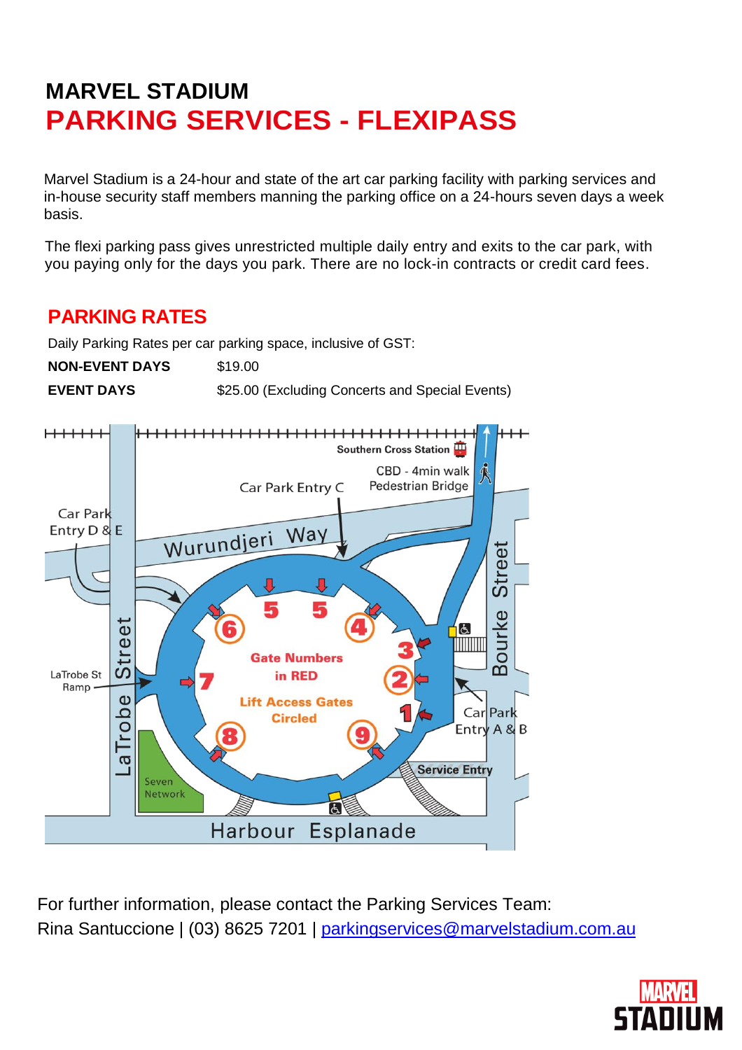# MARVEL STADIUM

# PARKING SERVICES - FLEXIPASS

Marvel Stadium is a 24-hour and state of the art car parking facility with parking services and in-house security staff members manning the parking office on a 24-hours seven days a week basis.

The flexi parking pass gives unrestricted multiple daily entry and exits to the car park, with you paying only for the days you park. There are no lock-in contracts or credit card fees.

## PARKING RATES

Daily Parking Rates per car parking space, inclusive of GST:

| | |
|---|---|
| **NON-EVENT DAYS** | $19.00 |
| **EVENT DAYS** | $25.00 (Excluding Concerts and Special Events) |

Southern Cross Station

CBD - 4min walk
Pedestrian Bridge

Car Park Entry C

Car Park Entry D & E

Wurundjeri Way

Bourke Street

LaTrobe Street

LaTrobe St Ramp

Gate Numbers in RED

Lift Access Gates Circled

Car Park Entry A & B

Service Entry

Seven Network

Harbour Esplanade

For further information, please contact the Parking Services Team:
Rina Santuccione | (03) 8625 7201 | parkingservices@marvelstadium.com.au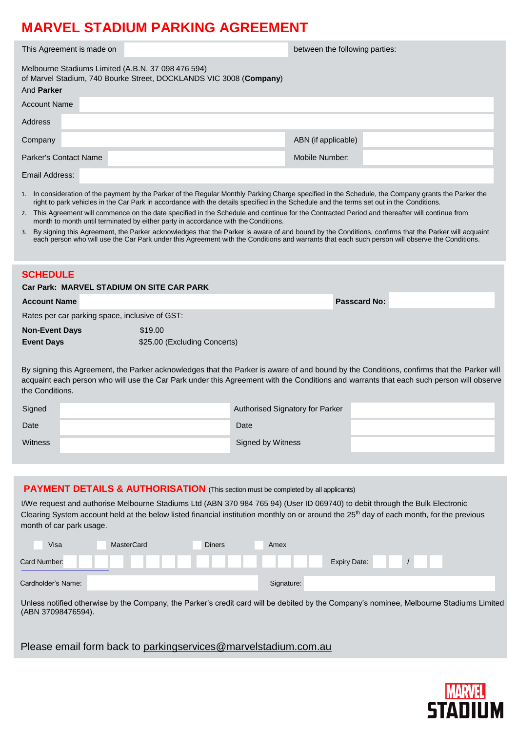# MARVEL STADIUM PARKING AGREEMENT

| This Agreement is made on | | between the following parties: |
|---|---|---|

Melbourne Stadiums Limited (A.B.N. 37 098 476 594)
of Marvel Stadium, 740 Bourke Street, DOCKLANDS VIC 3008 (**Company**)
And **Parker**

| | | | |
|---|---|---|---|
| Account Name | | | |
| Address | | | |
| Company | | ABN (if applicable) | |
| Parker's Contact Name | | Mobile Number: | |
| Email Address: | | | |

1. In consideration of the payment by the Parker of the Regular Monthly Parking Charge specified in the Schedule, the Company grants the Parker the right to park vehicles in the Car Park in accordance with the details specified in the Schedule and the terms set out in the Conditions.
2. This Agreement will commence on the date specified in the Schedule and continue for the Contracted Period and thereafter will continue from month to month until terminated by either party in accordance with the Conditions.
3. By signing this Agreement, the Parker acknowledges that the Parker is aware of and bound by the Conditions, confirms that the Parker will acquaint each person who will use the Car Park under this Agreement with the Conditions and warrants that each such person will observe the Conditions.

## SCHEDULE

**Car Park: MARVEL STADIUM ON SITE CAR PARK**

| **Account Name** | | **Passcard No:** | |
|---|---|---|---|

Rates per car parking space, inclusive of GST:

| | |
|---|---|
| **Non-Event Days** | $19.00 |
| **Event Days** | $25.00 (Excluding Concerts) |

By signing this Agreement, the Parker acknowledges that the Parker is aware of and bound by the Conditions, confirms that the Parker will acquaint each person who will use the Car Park under this Agreement with the Conditions and warrants that each such person will observe the Conditions.

| | | | |
|---|---|---|---|
| Signed | | Authorised Signatory for Parker | |
| Date | | Date | |
| Witness | | Signed by Witness | |

## PAYMENT DETAILS & AUTHORISATION (This section must be completed by all applicants)

I/We request and authorise Melbourne Stadiums Ltd (ABN 370 984 765 94) (User ID 069740) to debit through the Bulk Electronic Clearing System account held at the below listed financial institution monthly on or around the 25th day of each month, for the previous month of car park usage.

☐ Visa ☐ MasterCard ☐ Diners ☐ Amex

Card Number: ____ ____ ____ ____ Expiry Date: __ __ / __ __

Cardholder's Name: ______________ Signature: ______________

Unless notified otherwise by the Company, the Parker's credit card will be debited by the Company's nominee, Melbourne Stadiums Limited (ABN 37098476594).

Please email form back to parkingservices@marvelstadium.com.au

MARVEL STADIUM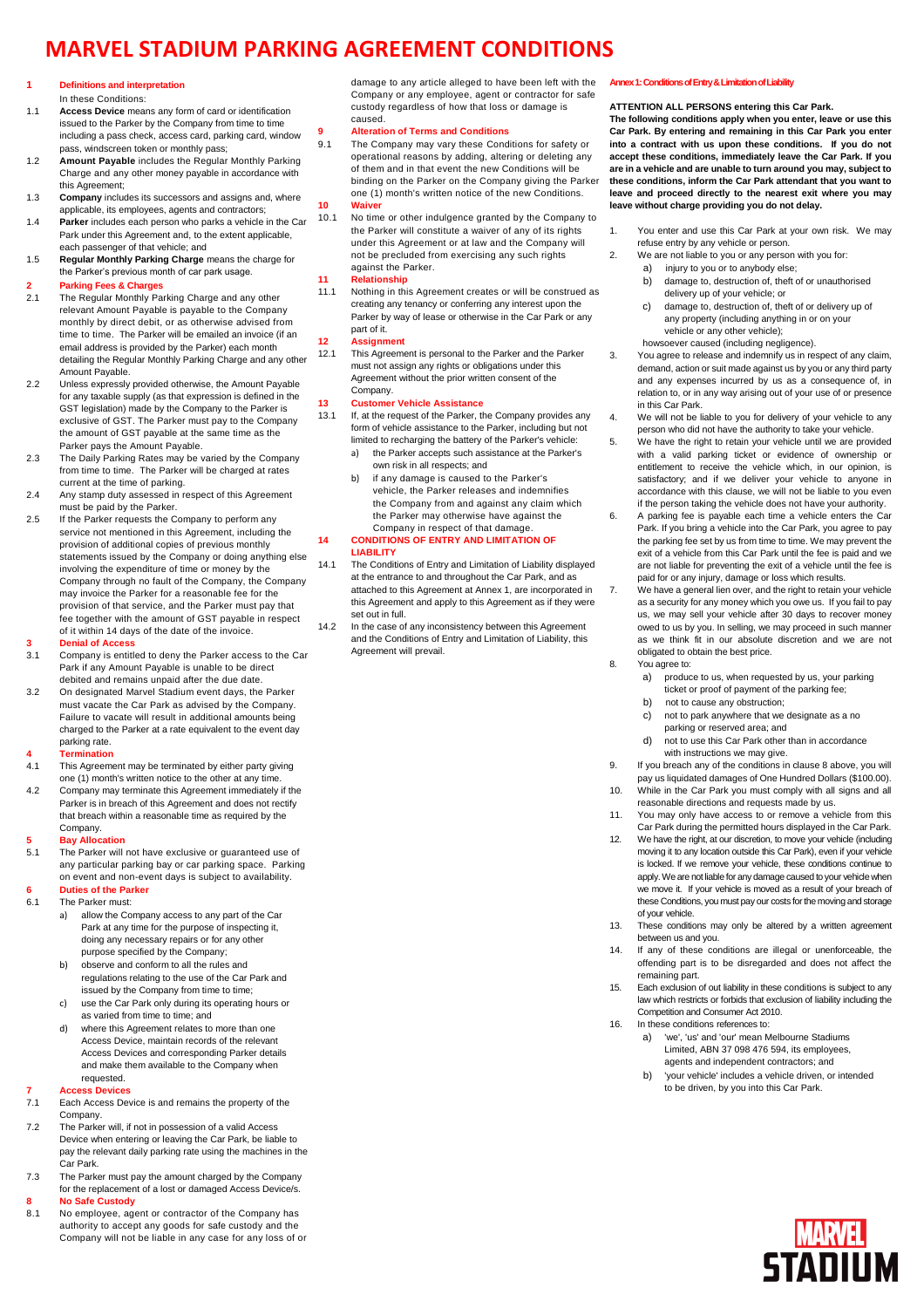# MARVEL STADIUM PARKING AGREEMENT CONDITIONS

## 1 Definitions and interpretation

In these Conditions:

1.1 **Access Device** means any form of card or identification issued to the Parker by the Company from time to time including a pass check, access card, parking card, window pass, windscreen token or monthly pass;

1.2 **Amount Payable** includes the Regular Monthly Parking Charge and any other money payable in accordance with this Agreement;

1.3 **Company** includes its successors and assigns and, where applicable, its employees, agents and contractors;

1.4 **Parker** includes each person who parks a vehicle in the Car Park under this Agreement and, to the extent applicable, each passenger of that vehicle; and

1.5 **Regular Monthly Parking Charge** means the charge for the Parker's previous month of car park usage.

## 2 Parking Fees & Charges

2.1 The Regular Monthly Parking Charge and any other relevant Amount Payable is payable to the Company monthly by direct debit, or as otherwise advised from time to time. The Parker will be emailed an invoice (if an email address is provided by the Parker) each month detailing the Regular Monthly Parking Charge and any other Amount Payable.

2.2 Unless expressly provided otherwise, the Amount Payable for any taxable supply (as that expression is defined in the GST legislation) made by the Company to the Parker is exclusive of GST. The Parker must pay to the Company the amount of GST payable at the same time as the Parker pays the Amount Payable.

2.3 The Daily Parking Rates may be varied by the Company from time to time. The Parker will be charged at rates current at the time of parking.

2.4 Any stamp duty assessed in respect of this Agreement must be paid by the Parker.

2.5 If the Parker requests the Company to perform any service not mentioned in this Agreement, including the provision of additional copies of previous monthly statements issued by the Company or doing anything else involving the expenditure of time or money by the Company through no fault of the Company, the Company may invoice the Parker for a reasonable fee for the provision of that service, and the Parker must pay that fee together with the amount of GST payable in respect of it within 14 days of the date of the invoice.

## 3 Denial of Access

3.1 Company is entitled to deny the Parker access to the Car Park if any Amount Payable is unable to be direct debited and remains unpaid after the due date.

3.2 On designated Marvel Stadium event days, the Parker must vacate the Car Park as advised by the Company. Failure to vacate will result in additional amounts being charged to the Parker at a rate equivalent to the event day parking rate.

## 4 Termination

4.1 This Agreement may be terminated by either party giving one (1) month's written notice to the other at any time.

4.2 Company may terminate this Agreement immediately if the Parker is in breach of this Agreement and does not rectify that breach within a reasonable time as required by the Company.

## 5 Bay Allocation

5.1 The Parker will not have exclusive or guaranteed use of any particular parking bay or car parking space. Parking on event and non-event days is subject to availability.

## 6 Duties of the Parker

6.1 The Parker must:

a) allow the Company access to any part of the Car Park at any time for the purpose of inspecting it, doing any necessary repairs or for any other purpose specified by the Company;

b) observe and conform to all the rules and regulations relating to the use of the Car Park and issued by the Company from time to time;

c) use the Car Park only during its operating hours or as varied from time to time; and

d) where this Agreement relates to more than one Access Device, maintain records of the relevant Access Devices and corresponding Parker details and make them available to the Company when requested.

## 7 Access Devices

7.1 Each Access Device is and remains the property of the Company.

7.2 The Parker will, if not in possession of a valid Access Device when entering or leaving the Car Park, be liable to pay the relevant daily parking rate using the machines in the Car Park.

7.3 The Parker must pay the amount charged by the Company for the replacement of a lost or damaged Access Device/s.

## 8 No Safe Custody

8.1 No employee, agent or contractor of the Company has authority to accept any goods for safe custody and the Company will not be liable in any case for any loss of or damage to any article alleged to have been left with the Company or any employee, agent or contractor for safe custody regardless of how that loss or damage is caused.

## 9 Alteration of Terms and Conditions

9.1 The Company may vary these Conditions for safety or operational reasons by adding, altering or deleting any of them and in that event the new Conditions will be binding on the Parker on the Company giving the Parker one (1) month's written notice of the new Conditions.

## 10 Waiver

10.1 No time or other indulgence granted by the Company to the Parker will constitute a waiver of any of its rights under this Agreement or at law and the Company will not be precluded from exercising any such rights against the Parker.

## 11 Relationship

11.1 Nothing in this Agreement creates or will be construed as creating any tenancy or conferring any interest upon the Parker by way of lease or otherwise in the Car Park or any part of it.

## 12 Assignment

12.1 This Agreement is personal to the Parker and the Parker must not assign any rights or obligations under this Agreement without the prior written consent of the Company.

## 13 Customer Vehicle Assistance

13.1 If, at the request of the Parker, the Company provides any form of vehicle assistance to the Parker, including but not limited to recharging the battery of the Parker's vehicle:

a) the Parker accepts such assistance at the Parker's own risk in all respects; and

b) if any damage is caused to the Parker's vehicle, the Parker releases and indemnifies the Company from and against any claim which the Parker may otherwise have against the Company in respect of that damage.

## 14 CONDITIONS OF ENTRY AND LIMITATION OF LIABILITY

14.1 The Conditions of Entry and Limitation of Liability displayed at the entrance to and throughout the Car Park, and as attached to this Agreement at Annex 1, are incorporated in this Agreement and apply to this Agreement as if they were set out in full.

14.2 In the case of any inconsistency between this Agreement and the Conditions of Entry and Limitation of Liability, this Agreement will prevail.

## Annex 1: Conditions of Entry & Limitation of Liability

**ATTENTION ALL PERSONS entering this Car Park.**

**The following conditions apply when you enter, leave or use this Car Park. By entering and remaining in this Car Park you enter into a contract with us upon these conditions. If you do not accept these conditions, immediately leave the Car Park. If you are in a vehicle and are unable to turn around you may, subject to these conditions, inform the Car Park attendant that you want to leave and proceed directly to the nearest exit where you may leave without charge providing you do not delay.**

1. You enter and use this Car Park at your own risk. We may refuse entry by any vehicle or person.
2. We are not liable to you or any person with you for:
   a) injury to you or to anybody else;
   b) damage to, destruction of, theft of or unauthorised delivery up of your vehicle; or
   c) damage to, destruction of, theft of or delivery up of any property (including anything in or on your vehicle or any other vehicle);

   howsoever caused (including negligence).
3. You agree to release and indemnify us in respect of any claim, demand, action or suit made against us by you or any third party and any expenses incurred by us as a consequence of, in relation to, or in any way arising out of your use of or presence in this Car Park.
4. We will not be liable to you for delivery of your vehicle to any person who did not have the authority to take your vehicle.
5. We have the right to retain your vehicle until we are provided with a valid parking ticket or evidence of ownership or entitlement to receive the vehicle which, in our opinion, is satisfactory; and if we deliver your vehicle to anyone in accordance with this clause, we will not be liable to you even if the person taking the vehicle does not have your authority.
6. A parking fee is payable each time a vehicle enters the Car Park. If you bring a vehicle into the Car Park, you agree to pay the parking fee set by us from time to time. We may prevent the exit of a vehicle from this Car Park until the fee is paid and we are not liable for preventing the exit of a vehicle until the fee is paid for or any injury, damage or loss which results.
7. We have a general lien over, and the right to retain your vehicle as a security for any money which you owe us. If you fail to pay us, we may sell your vehicle after 30 days to recover money owed to us by you. In selling, we may proceed in such manner as we think fit in our absolute discretion and we are not obligated to obtain the best price.
8. You agree to:
   a) produce to us, when requested by us, your parking ticket or proof of payment of the parking fee;
   b) not to cause any obstruction;
   c) not to park anywhere that we designate as a no parking or reserved area; and
   d) not to use this Car Park other than in accordance with instructions we may give.
9. If you breach any of the conditions in clause 8 above, you will pay us liquidated damages of One Hundred Dollars ($100.00).
10. While in the Car Park you must comply with all signs and all reasonable directions and requests made by us.
11. You may only have access to or remove a vehicle from this Car Park during the permitted hours displayed in the Car Park.
12. We have the right, at our discretion, to move your vehicle (including moving it to any location outside this Car Park), even if your vehicle is locked. If we remove your vehicle, these conditions continue to apply. We are not liable for any damage caused to your vehicle when we move it. If your vehicle is moved as a result of your breach of these Conditions, you must pay our costs for the moving and storage of your vehicle.
13. These conditions may only be altered by a written agreement between us and you.
14. If any of these conditions are illegal or unenforceable, the offending part is to be disregarded and does not affect the remaining part.
15. Each exclusion of out liability in these conditions is subject to any law which restricts or forbids that exclusion of liability including the Competition and Consumer Act 2010.
16. In these conditions references to:
   a) 'we', 'us' and 'our' mean Melbourne Stadiums Limited, ABN 37 098 476 594, its employees, agents and independent contractors; and
   b) 'your vehicle' includes a vehicle driven, or intended to be driven, by you into this Car Park.

MARVEL STADIUM